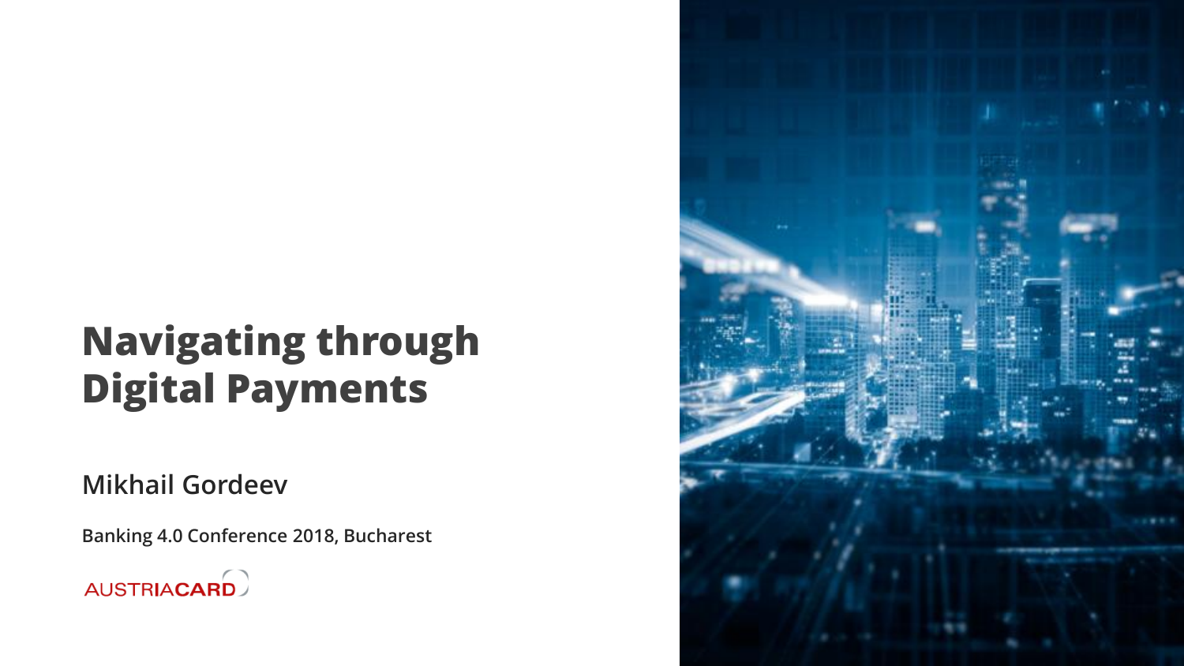# Navigating through Digital Payments

**Mikhail Gordeev**

**Banking 4.0 Conference 2018, Bucharest**

AUSTRIACARD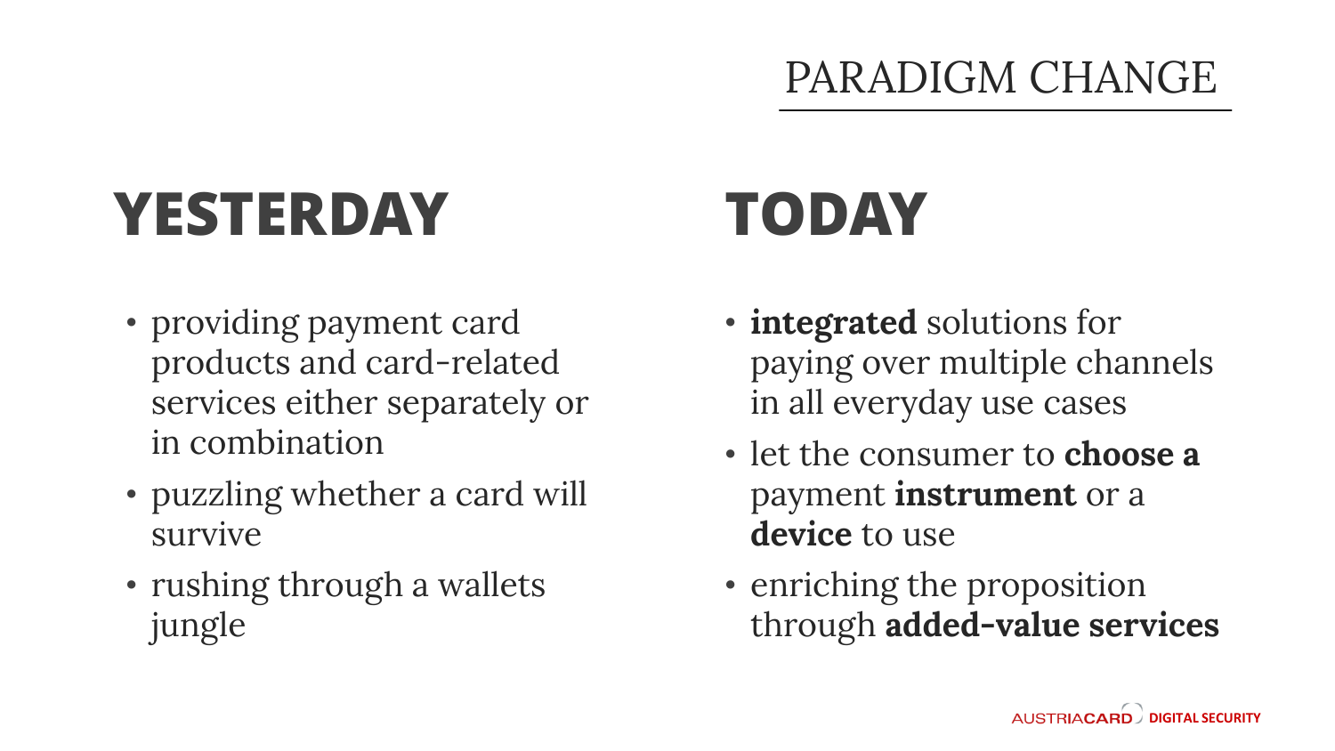# PARADIGM CHANGE

## YESTERDAY

- providing payment card products and card-related services either separately or in combination
- puzzling whether a card will survive
- rushing through a wallets jungle

## TODAY

- **integrated** solutions for paying over multiple channels in all everyday use cases
- let the consumer to **choose a** payment **instrument** or a **device** to use
- enriching the proposition through **added-value services**

AUSTRIACARD DIGITAL SECURITY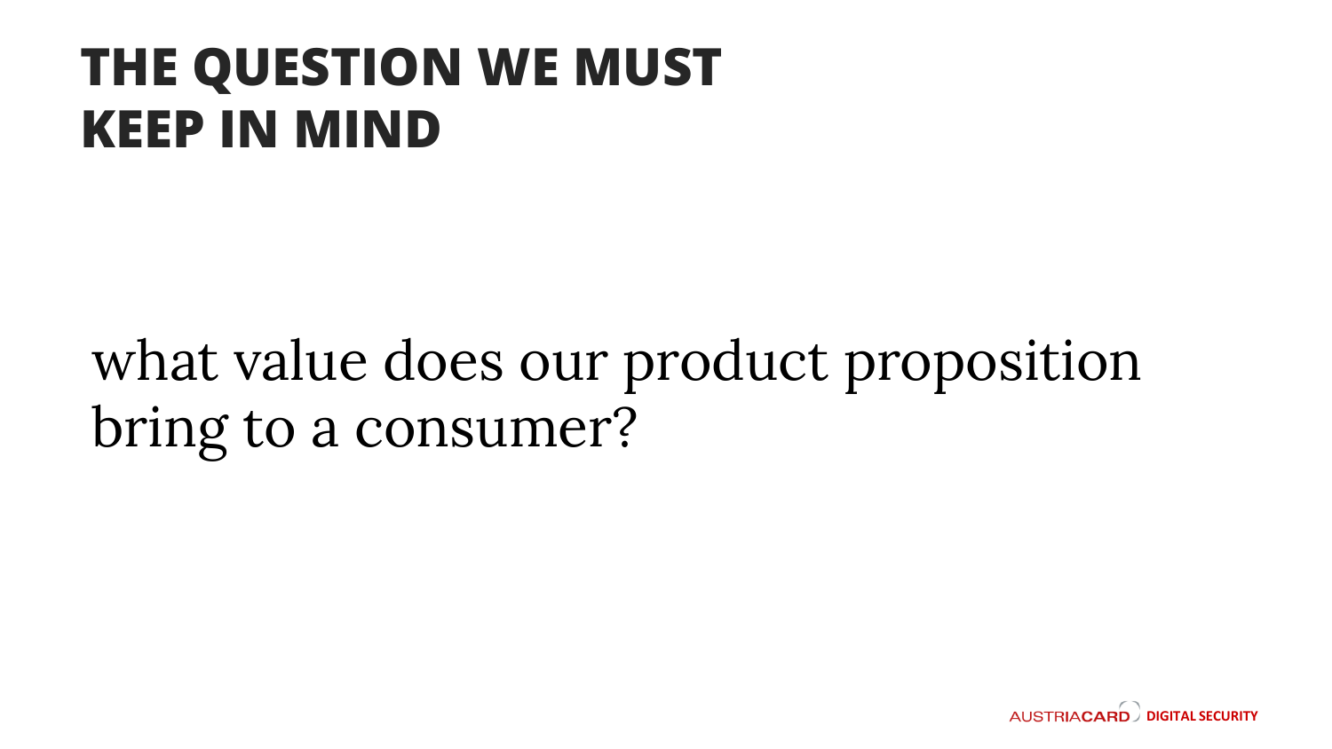# THE QUESTION WE MUST KEEP IN MIND

what value does our product proposition bring to a consumer?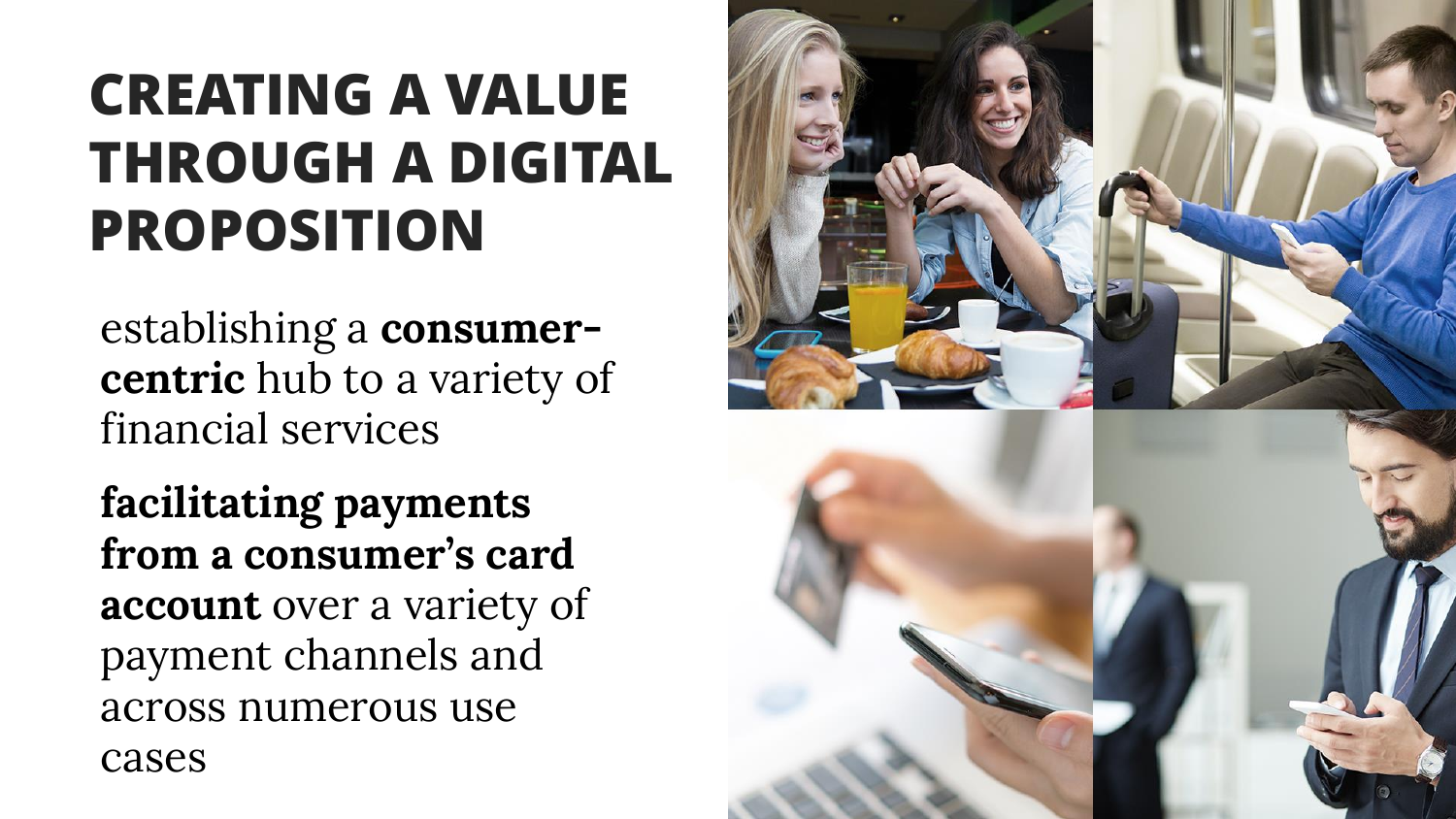# CREATING A VALUE THROUGH A DIGITAL PROPOSITION

establishing a **consumer-centric** hub to a variety of financial services

**facilitating payments from a consumer's card account** over a variety of payment channels and across numerous use cases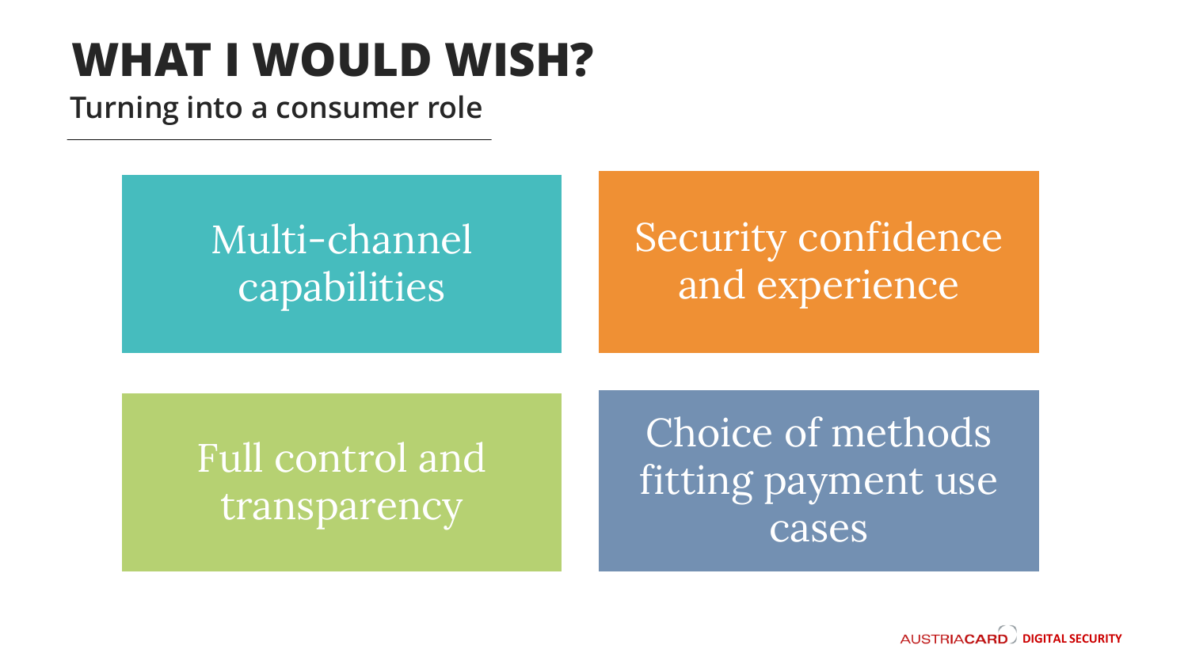# WHAT I WOULD WISH?

**Turning into a consumer role**

- Multi-channel capabilities
- Security confidence and experience
- Full control and transparency
- Choice of methods fitting payment use cases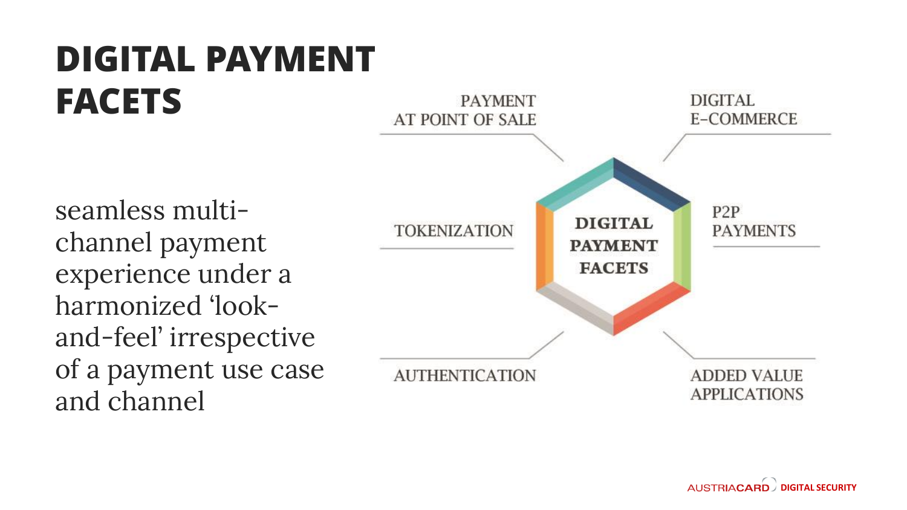# DIGITAL PAYMENT FACETS

seamless multi-channel payment experience under a harmonized 'look-and-feel' irrespective of a payment use case and channel

- PAYMENT AT POINT OF SALE
- DIGITAL E-COMMERCE
- TOKENIZATION
- DIGITAL PAYMENT FACETS
- P2P PAYMENTS
- AUTHENTICATION
- ADDED VALUE APPLICATIONS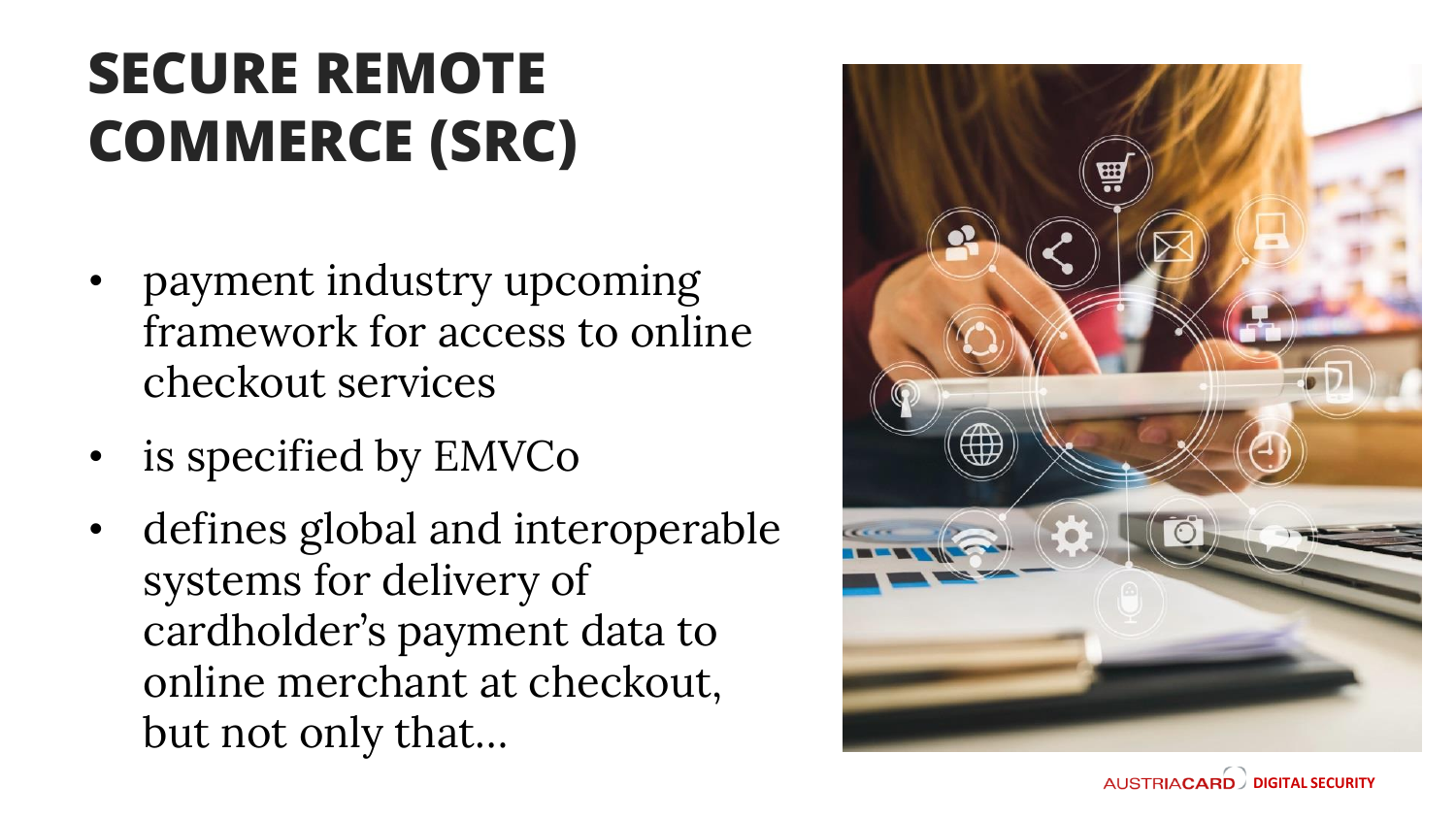# SECURE REMOTE COMMERCE (SRC)

- payment industry upcoming framework for access to online checkout services
- is specified by EMVCo
- defines global and interoperable systems for delivery of cardholder's payment data to online merchant at checkout, but not only that…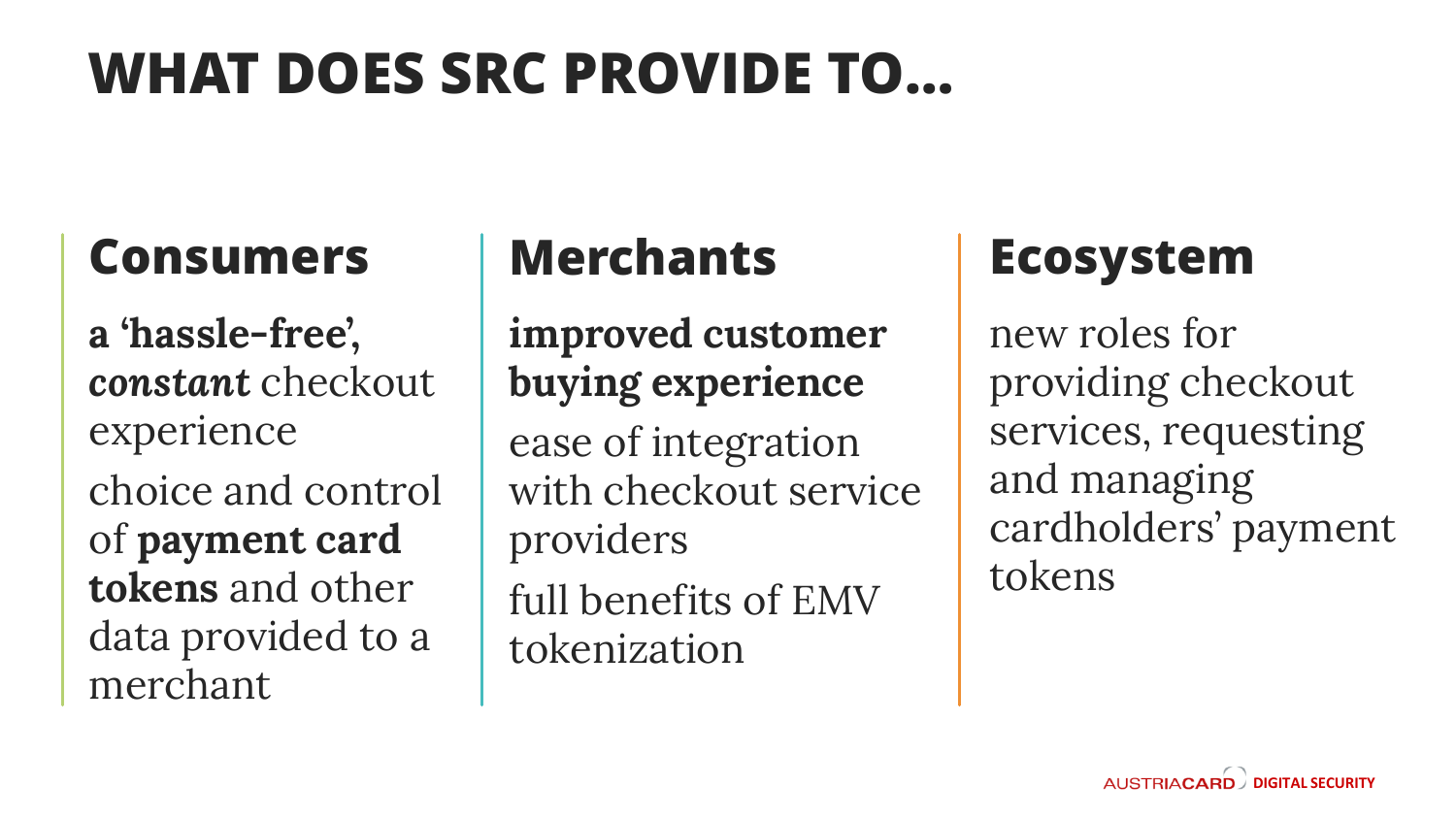# WHAT DOES SRC PROVIDE TO...

## Consumers

**a 'hassle-free',** ***constant*** checkout experience

choice and control of **payment card tokens** and other data provided to a merchant

## Merchants

**improved customer buying experience**

ease of integration with checkout service providers

full benefits of EMV tokenization

## Ecosystem

new roles for providing checkout services, requesting and managing cardholders' payment tokens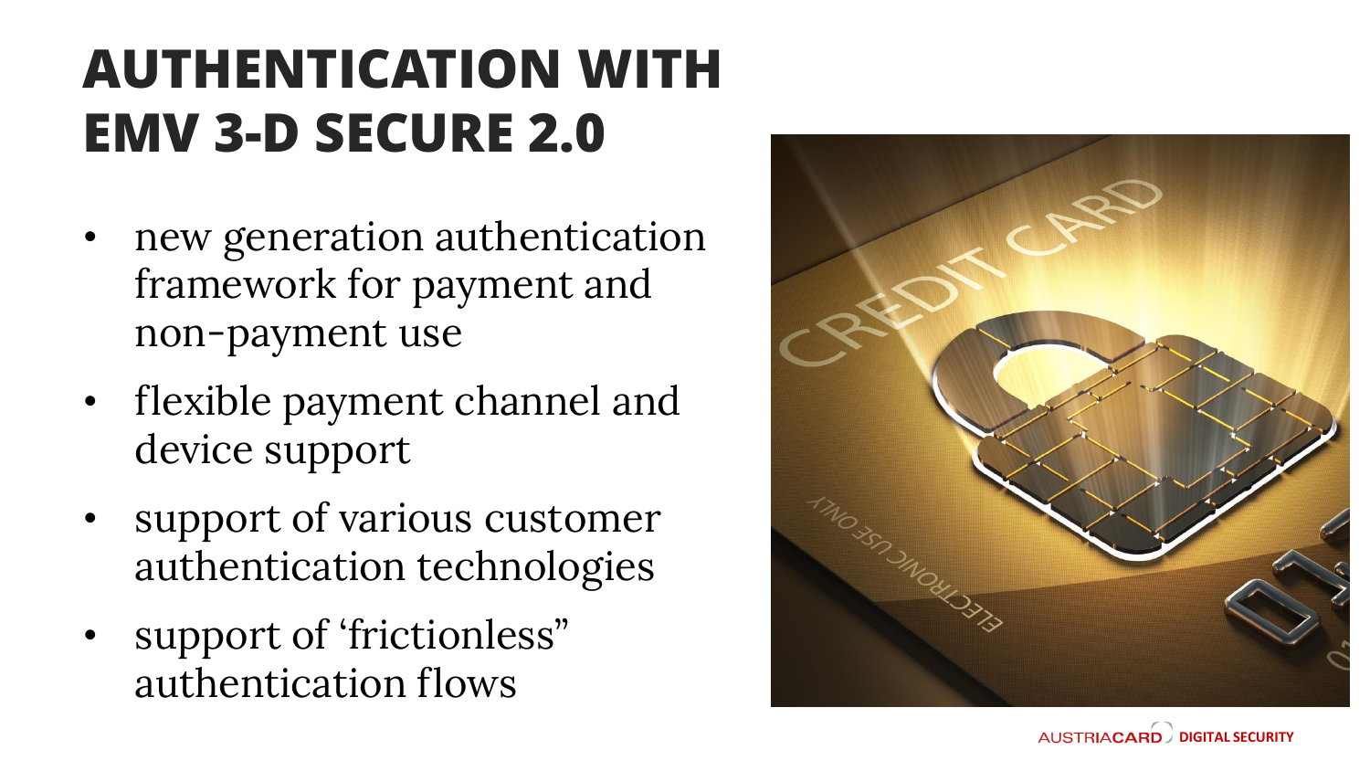# AUTHENTICATION WITH EMV 3-D SECURE 2.0

- new generation authentication framework for payment and non-payment use
- flexible payment channel and device support
- support of various customer authentication technologies
- support of ‘frictionless” authentication flows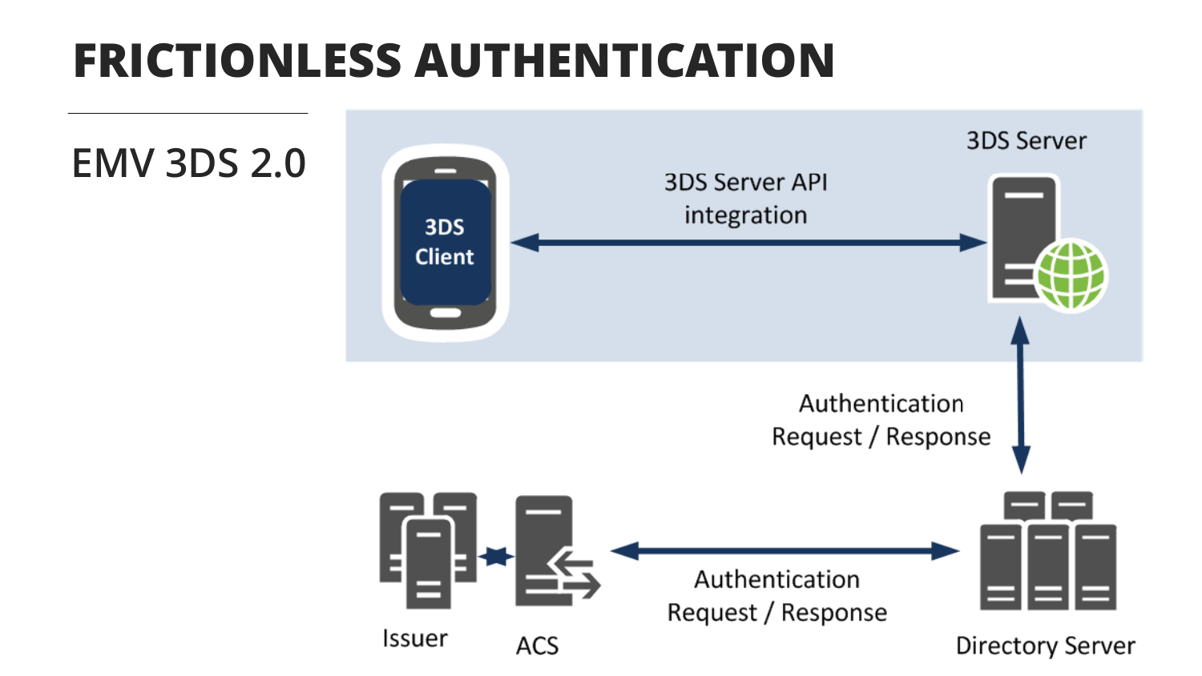# FRICTIONLESS AUTHENTICATION

## EMV 3DS 2.0

3DS Client

3DS Server API integration

3DS Server

Authentication Request / Response

Issuer

ACS

Authentication Request / Response

Directory Server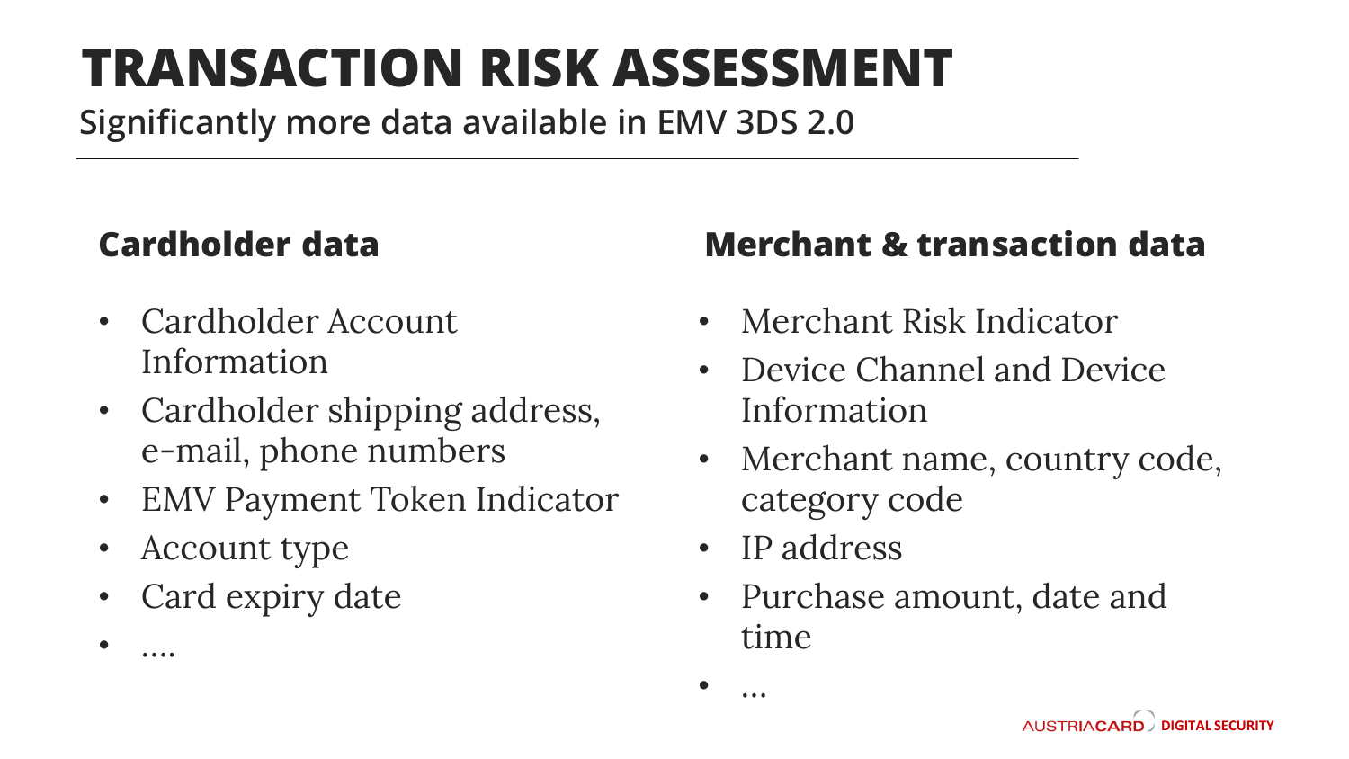# TRANSACTION RISK ASSESSMENT

**Significantly more data available in EMV 3DS 2.0**

## Cardholder data

- Cardholder Account Information
- Cardholder shipping address, e-mail, phone numbers
- EMV Payment Token Indicator
- Account type
- Card expiry date
- ….

## Merchant & transaction data

- Merchant Risk Indicator
- Device Channel and Device Information
- Merchant name, country code, category code
- IP address
- Purchase amount, date and time
- …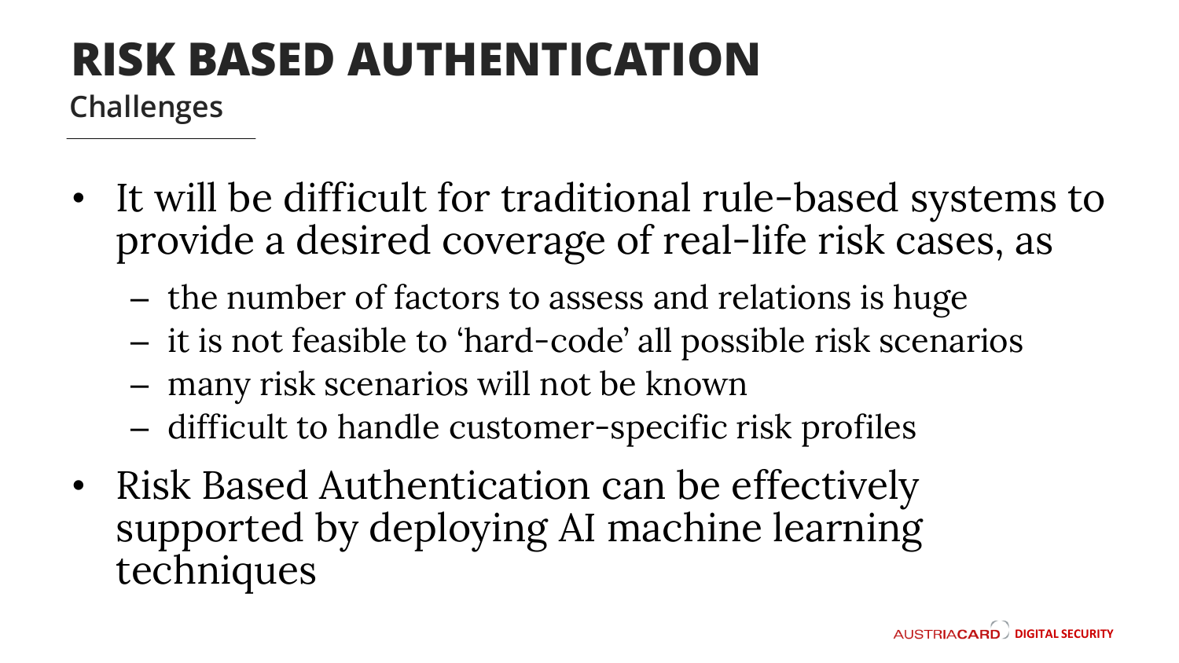# RISK BASED AUTHENTICATION

## Challenges

- It will be difficult for traditional rule-based systems to provide a desired coverage of real-life risk cases, as
  - the number of factors to assess and relations is huge
  - it is not feasible to 'hard-code' all possible risk scenarios
  - many risk scenarios will not be known
  - difficult to handle customer-specific risk profiles
- Risk Based Authentication can be effectively supported by deploying AI machine learning techniques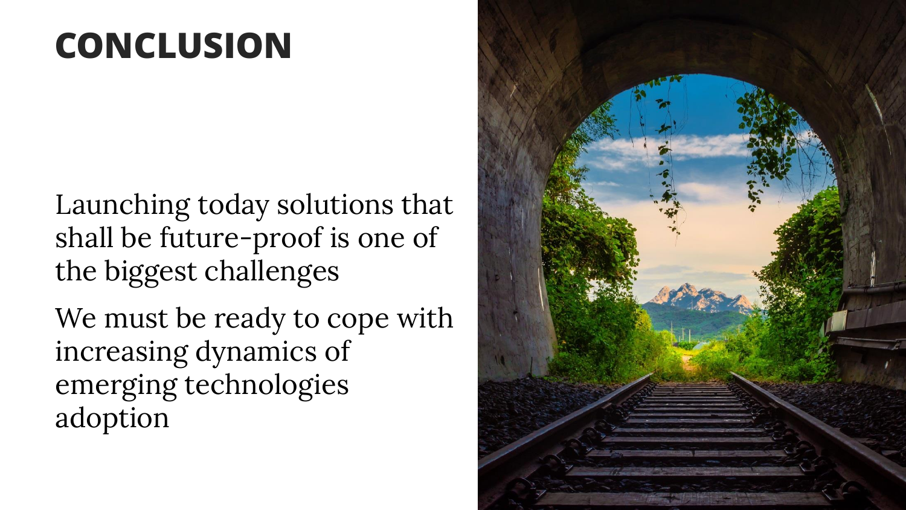# CONCLUSION

Launching today solutions that shall be future-proof is one of the biggest challenges

We must be ready to cope with increasing dynamics of emerging technologies adoption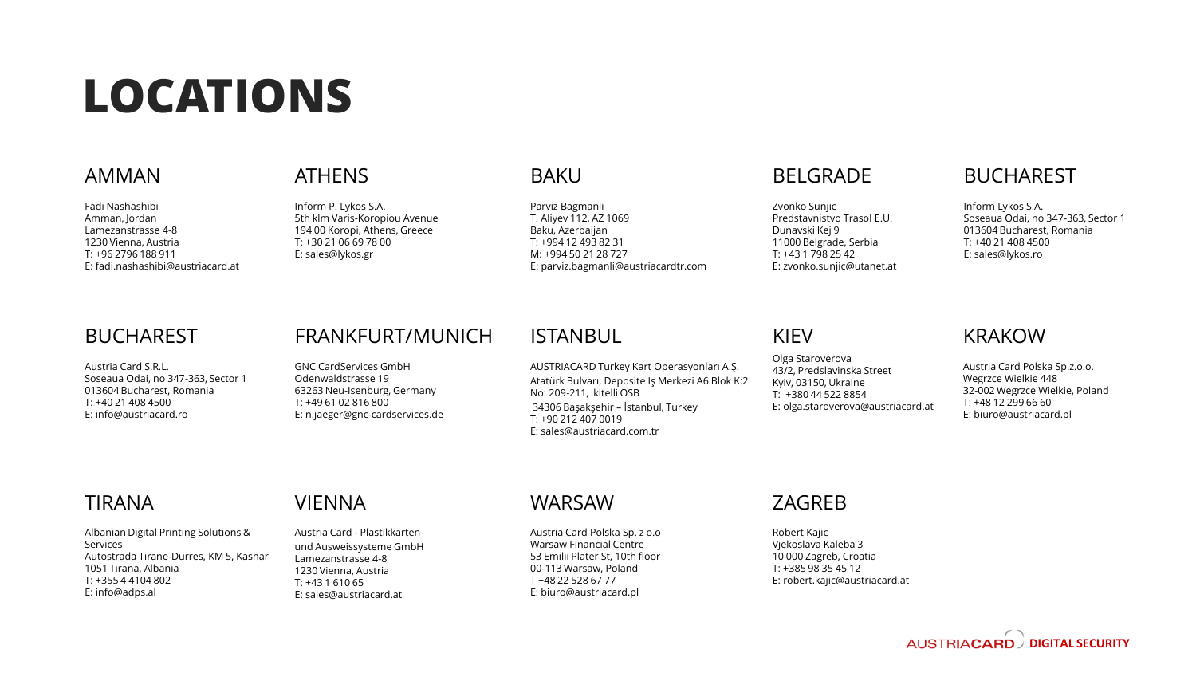# LOCATIONS

## AMMAN

Fadi Nashashibi
Amman, Jordan
Lamezanstrasse 4-8
1230 Vienna, Austria
T: +96 2796 188 911
E: fadi.nashashibi@austriacard.at

## ATHENS

Inform P. Lykos S.A.
5th klm Varis-Koropiou Avenue
194 00 Koropi, Athens, Greece
T: +30 21 06 69 78 00
E: sales@lykos.gr

## BAKU

Parviz Bagmanli
T. Aliyev 112, AZ 1069
Baku, Azerbaijan
T: +994 12 493 82 31
M: +994 50 21 28 727
E: parviz.bagmanli@austriacardtr.com

## BELGRADE

Zvonko Sunjic
Predstavnistvo Trasol E.U.
Dunavski Kej 9
11000 Belgrade, Serbia
T: +43 1 798 25 42
E: zvonko.sunjic@utanet.at

## BUCHAREST

Inform Lykos S.A.
Soseaua Odai, no 347-363, Sector 1
013604 Bucharest, Romania
T: +40 21 408 4500
E: sales@lykos.ro

## BUCHAREST

Austria Card S.R.L.
Soseaua Odai, no 347-363, Sector 1
013604 Bucharest, Romania
T: +40 21 408 4500
E: info@austriacard.ro

## FRANKFURT/MUNICH

GNC CardServices GmbH
Odenwaldstrasse 19
63263 Neu-Isenburg, Germany
T: +49 61 02 816 800
E: n.jaeger@gnc-cardservices.de

## ISTANBUL

AUSTRIACARD Turkey Kart Operasyonları A.Ş.
Atatürk Bulvarı, Deposite İş Merkezi A6 Blok K:2
No: 209-211, İkitelli OSB
34306 Başakşehir – İstanbul, Turkey
T: +90 212 407 0019
E: sales@austriacard.com.tr

## KIEV

Olga Staroverova
43/2, Predslavinska Street
Kyiv, 03150, Ukraine
T: +380 44 522 8854
E: olga.staroverova@austriacard.at

## KRAKOW

Austria Card Polska Sp.z.o.o.
Wegrzce Wielkie 448
32-002 Wegrzce Wielkie, Poland
T: +48 12 299 66 60
E: biuro@austriacard.pl

## TIRANA

Albanian Digital Printing Solutions & Services
Autostrada Tirane-Durres, KM 5, Kashar
1051 Tirana, Albania
T: +355 4 4104 802
E: info@adps.al

## VIENNA

Austria Card - Plastikkarten und Ausweissysteme GmbH
Lamezanstrasse 4-8
1230 Vienna, Austria
T: +43 1 610 65
E: sales@austriacard.at

## WARSAW

Austria Card Polska Sp. z o.o
Warsaw Financial Centre
53 Emilii Plater St, 10th floor
00-113 Warsaw, Poland
T +48 22 528 67 77
E: biuro@austriacard.pl

## ZAGREB

Robert Kajic
Vjekoslava Kaleba 3
10 000 Zagreb, Croatia
T: +385 98 35 45 12
E: robert.kajic@austriacard.at

AUSTRIACARD DIGITAL SECURITY